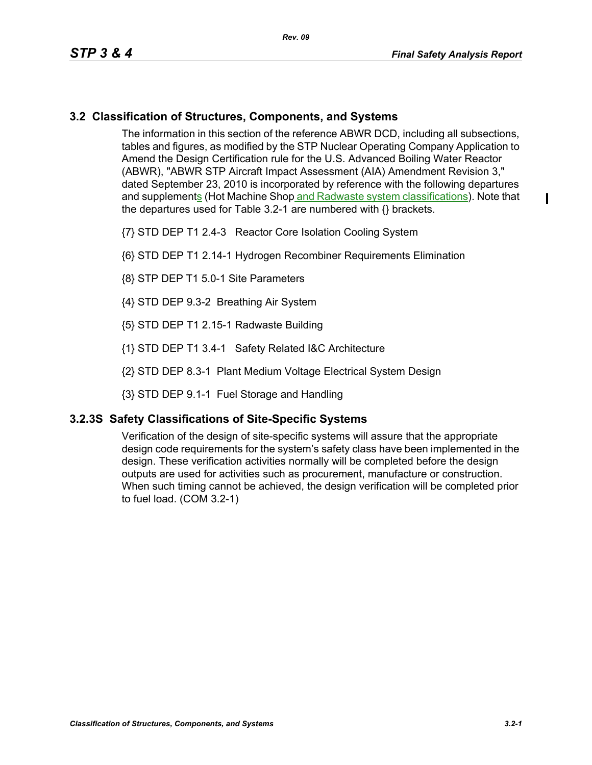## 3.2 Classification of Structures, Components, and Systems

The information in this section of the reference ABWR DCD, including all subsections, tables and figures, as modified by the STP Nuclear Operating Company Application to Amend the Design Certification rule for the U.S. Advanced Boiling Water Reactor (ABWR), "ABWR STP Aircraft Impact Assessment (AIA) Amendment Revision 3," dated September 23, 2010 is incorporated by reference with the following departures and supplements (Hot Machine Shop and Radwaste system classifications). Note that the departures used for Table 3.2-1 are numbered with {} brackets.

{7} STD DEP T1 2.4-3 Reactor Core Isolation Cooling System

{6} STD DEP T1 2.14-1 Hydrogen Recombiner Requirements Elimination

{8} STP DEP T1 5.0-1 Site Parameters

{4} STD DEP 9.3-2 Breathing Air System

{5} STD DEP T1 2.15-1 Radwaste Building

{1} STD DEP T1 3.4-1 Safety Related I&C Architecture

{2} STD DEP 8.3-1 Plant Medium Voltage Electrical System Design

{3} STD DEP 9.1-1 Fuel Storage and Handling

### 3.2.3S Safety Classifications of Site-Specific Systems

Verification of the design of site-specific systems will assure that the appropriate design code requirements for the system's safety class have been implemented in the design. These verification activities normally will be completed before the design outputs are used for activities such as procurement, manufacture or construction. When such timing cannot be achieved, the design verification will be completed prior to fuel load. (COM 3.2-1)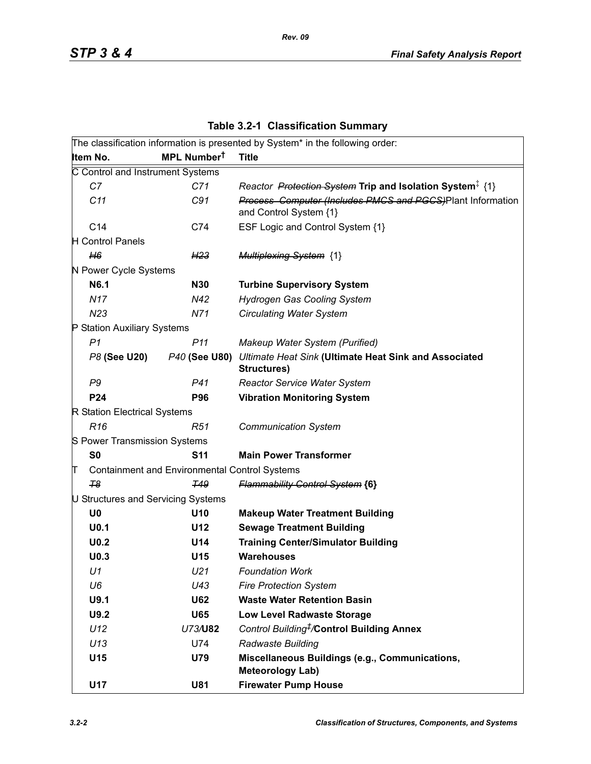**Table 3.2-1 Classification Summary**

| The classification information is presented by System* in the following order: | | |
|---|---|---|
| **Item No.** | **MPL Number†** | **Title** |
| C Control and Instrument Systems | | |
| *C7* | *C71* | *Reactor ~~Protection System~~* **Trip and Isolation System**‡ {1} |
| *C11* | *C91* | *~~Process Computer (Includes PMCS and PGCS)~~*Plant Information and Control System {1} |
| C14 | C74 | ESF Logic and Control System {1} |
| H Control Panels | | |
| *~~H6~~* | *~~H23~~* | *~~Multiplexing System~~* {1} |
| N Power Cycle Systems | | |
| **N6.1** | **N30** | **Turbine Supervisory System** |
| *N17* | *N42* | *Hydrogen Gas Cooling System* |
| *N23* | *N71* | *Circulating Water System* |
| P Station Auxiliary Systems | | |
| *P1* | *P11* | *Makeup Water System (Purified)* |
| *P8* **(See U20)** | *P40* **(See U80)** | *Ultimate Heat Sink* **(Ultimate Heat Sink and Associated Structures)** |
| *P9* | *P41* | *Reactor Service Water System* |
| **P24** | **P96** | **Vibration Monitoring System** |
| R Station Electrical Systems | | |
| *R16* | *R51* | *Communication System* |
| S Power Transmission Systems | | |
| **S0** | **S11** | **Main Power Transformer** |
| T Containment and Environmental Control Systems | | |
| *~~T8~~* | *~~T49~~* | *~~Flammability Control System~~* **{6}** |
| U Structures and Servicing Systems | | |
| **U0** | **U10** | **Makeup Water Treatment Building** |
| **U0.1** | **U12** | **Sewage Treatment Building** |
| **U0.2** | **U14** | **Training Center/Simulator Building** |
| **U0.3** | **U15** | **Warehouses** |
| *U1* | *U21* | *Foundation Work* |
| *U6* | *U43* | *Fire Protection System* |
| **U9.1** | **U62** | **Waste Water Retention Basin** |
| **U9.2** | **U65** | **Low Level Radwaste Storage** |
| *U12* | *U73*/**U82** | *Control Building‡*/**Control Building Annex** |
| *U13* | U74 | *Radwaste Building* |
| **U15** | **U79** | **Miscellaneous Buildings (e.g., Communications, Meteorology Lab)** |
| **U17** | **U81** | **Firewater Pump House** |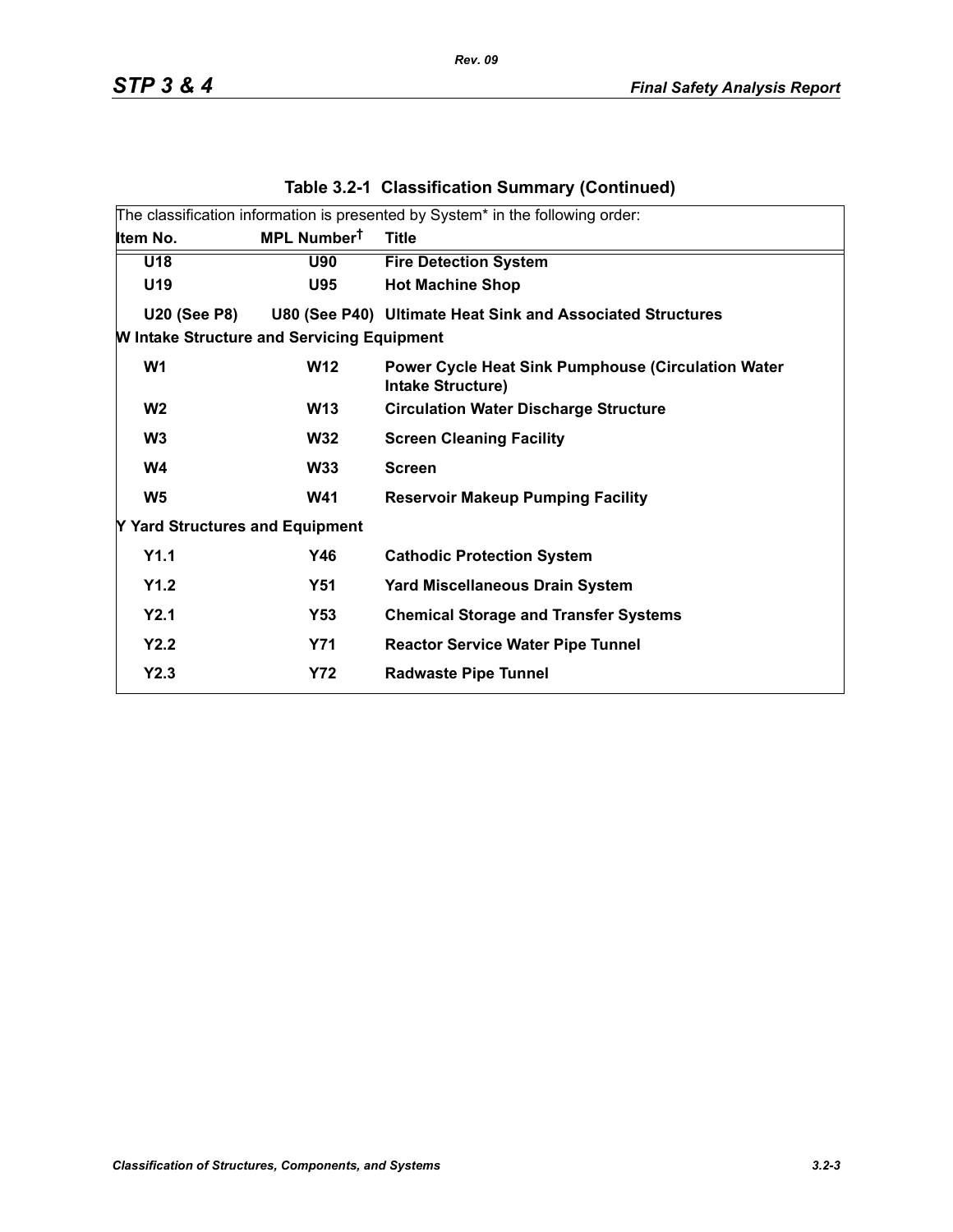**Table 3.2-1 Classification Summary (Continued)**

The classification information is presented by System* in the following order:

| Item No. | MPL Number† | Title |
|---|---|---|
| **U18** | **U90** | **Fire Detection System** |
| **U19** | **U95** | **Hot Machine Shop** |
| **U20 (See P8)** | **U80 (See P40)** | **Ultimate Heat Sink and Associated Structures** |
| **W Intake Structure and Servicing Equipment** | | |
| **W1** | **W12** | **Power Cycle Heat Sink Pumphouse (Circulation Water Intake Structure)** |
| **W2** | **W13** | **Circulation Water Discharge Structure** |
| **W3** | **W32** | **Screen Cleaning Facility** |
| **W4** | **W33** | **Screen** |
| **W5** | **W41** | **Reservoir Makeup Pumping Facility** |
| **Y Yard Structures and Equipment** | | |
| **Y1.1** | **Y46** | **Cathodic Protection System** |
| **Y1.2** | **Y51** | **Yard Miscellaneous Drain System** |
| **Y2.1** | **Y53** | **Chemical Storage and Transfer Systems** |
| **Y2.2** | **Y71** | **Reactor Service Water Pipe Tunnel** |
| **Y2.3** | **Y72** | **Radwaste Pipe Tunnel** |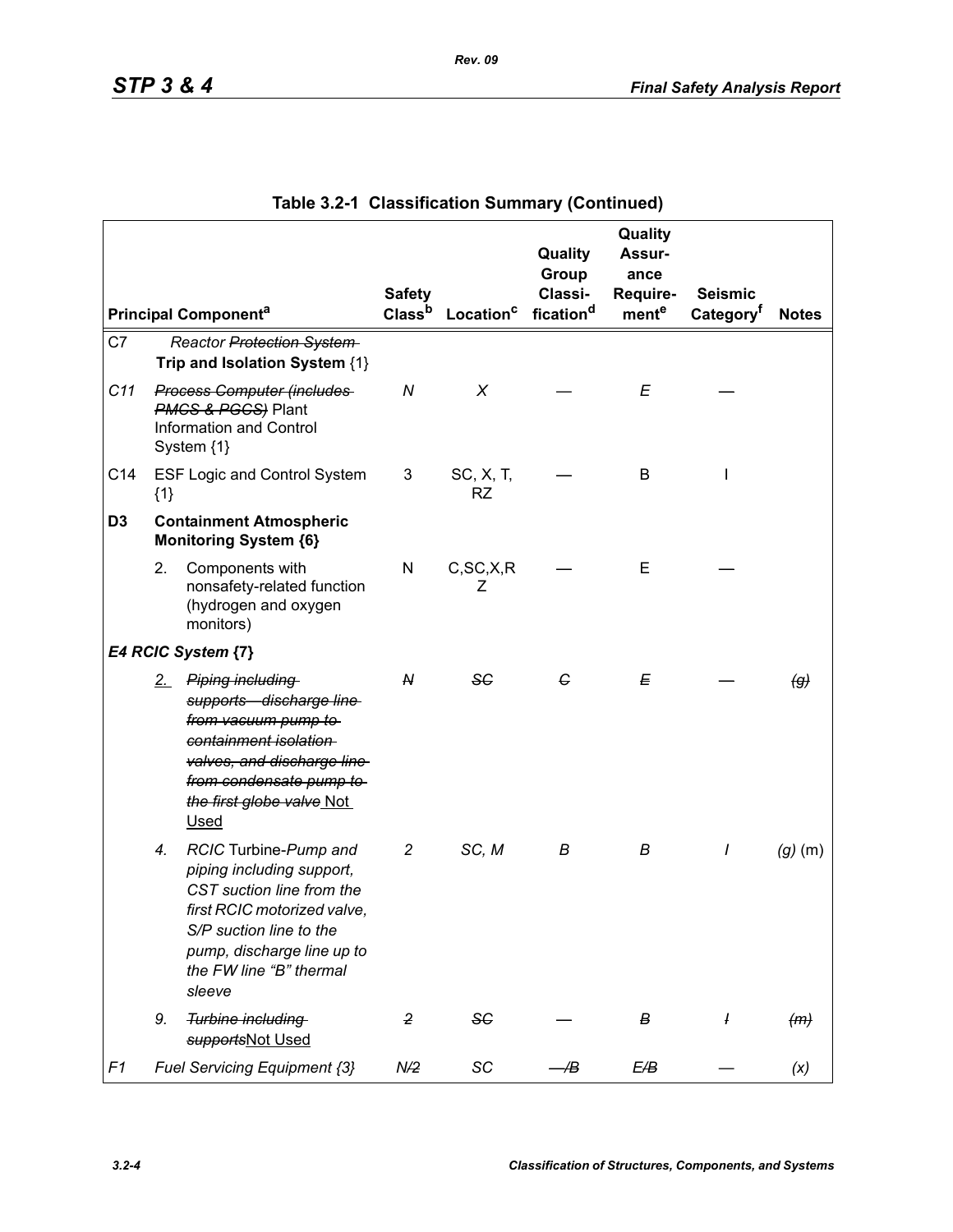Table 3.2-1 Classification Summary (Continued)

| Principal Component[a] | | Safety Class[b] | Location[c] | Quality Group Classification[d] | Quality Assurance Requirement[e] | Seismic Category[f] | Notes |
|---|---|---|---|---|---|---|---|
| C7 | *Reactor* ~~*Protection System*~~ **Trip and Isolation System** {1} | | | | | | |
| *C11* | ~~*Process Computer (includes PMCS & PGCS)*~~ Plant Information and Control System {1} | *N* | *X* | — | *E* | — | |
| C14 | ESF Logic and Control System {1} | 3 | SC, X, T, RZ | — | B | I | |
| **D3** | **Containment Atmospheric Monitoring System {6}** | | | | | | |
| | 2. Components with nonsafety-related function (hydrogen and oxygen monitors) | N | C,SC,X,RZ | — | E | — | |
| ***E4 RCIC System* {7}** | | | | | | | |
| | 2. ~~*Piping including supports—discharge line from vacuum pump to containment isolation valves, and discharge line from condensate pump to the first globe valve*~~ Not Used | ~~*N*~~ | ~~*SC*~~ | ~~*C*~~ | ~~*E*~~ | — | ~~*(g)*~~ |
| | *4. RCIC* Turbine-*Pump and piping including support, CST suction line from the first RCIC motorized valve, S/P suction line to the pump, discharge line up to the FW line "B" thermal sleeve* | *2* | *SC, M* | *B* | *B* | *I* | *(g)* (m) |
| | *9.* ~~*Turbine including supports*~~ Not Used | ~~*2*~~ | ~~*SC*~~ | — | ~~*B*~~ | ~~*I*~~ | ~~*(m)*~~ |
| *F1* | *Fuel Servicing Equipment {3}* | *N/*~~*2*~~ | *SC* | ~~*—/B*~~ | *E*~~*/B*~~ | — | *(x)* |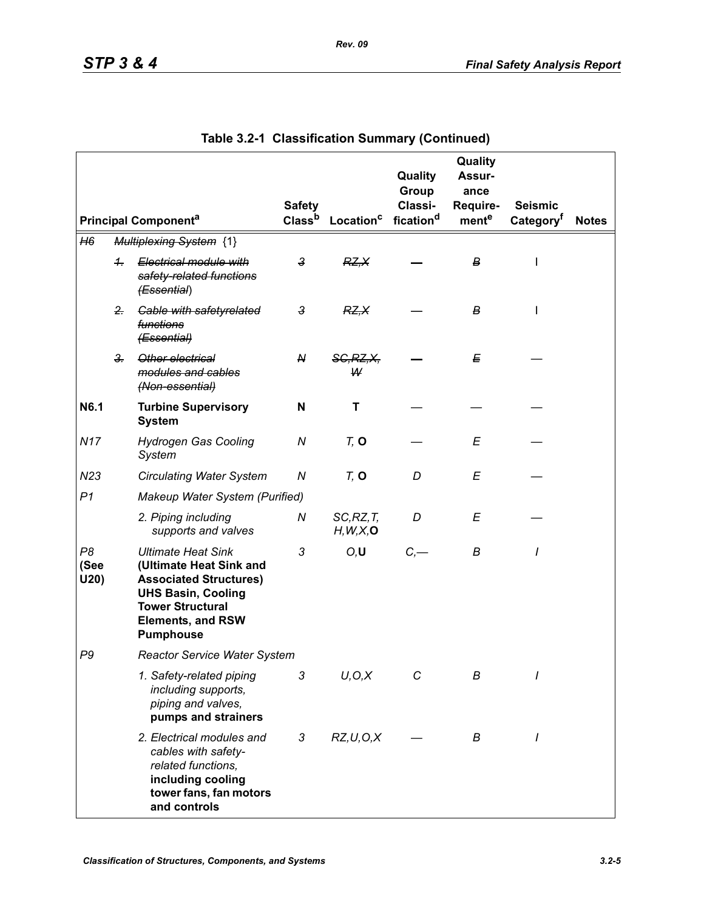## Table 3.2-1 Classification Summary (Continued)

| Principal Component[a] | | | Safety Class[b] | Location[c] | Quality Group Classification[d] | Quality Assurance Requirement[e] | Seismic Category[f] | Notes |
|---|---|---|---|---|---|---|---|---|
| ~~*H6*~~ | | ~~*Multiplexing System*~~ {1} | | | | | | |
| | ~~*1.*~~ | ~~*Electrical module with safety-related functions (Essential*~~) | ~~*3*~~ | ~~*RZ,X*~~ | — | ~~*B*~~ | I | |
| | ~~*2.*~~ | ~~*Cable with safetyrelated functions (Essential)*~~ | ~~*3*~~ | ~~*RZ,X*~~ | — | ~~*B*~~ | I | |
| | ~~*3.*~~ | ~~*Other electrical modules and cables (Non-essential)*~~ | ~~*N*~~ | ~~*SC,RZ,X, W*~~ | — | ~~*E*~~ | — | |
| **N6.1** | | **Turbine Supervisory System** | **N** | **T** | — | — | — | |
| *N17* | | *Hydrogen Gas Cooling System* | *N* | *T,* **O** | — | *E* | — | |
| *N23* | | *Circulating Water System* | *N* | *T,* **O** | *D* | *E* | — | |
| *P1* | | *Makeup Water System (Purified)* | | | | | | |
| | | *2. Piping including supports and valves* | *N* | *SC,RZ,T, H,W,X,***O** | *D* | *E* | — | |
| *P8* **(See U20)** | | *Ultimate Heat Sink* **(Ultimate Heat Sink and Associated Structures) UHS Basin, Cooling Tower Structural Elements, and RSW Pumphouse** | *3* | *O,***U** | *C,—* | *B* | *I* | |
| *P9* | | *Reactor Service Water System* | | | | | | |
| | | *1. Safety-related piping including supports, piping and valves,* **pumps and strainers** | *3* | *U,O,X* | *C* | *B* | *I* | |
| | | *2. Electrical modules and cables with safety-related functions,* **including cooling tower fans, fan motors and controls** | *3* | *RZ,U,O,X* | — | *B* | *I* | |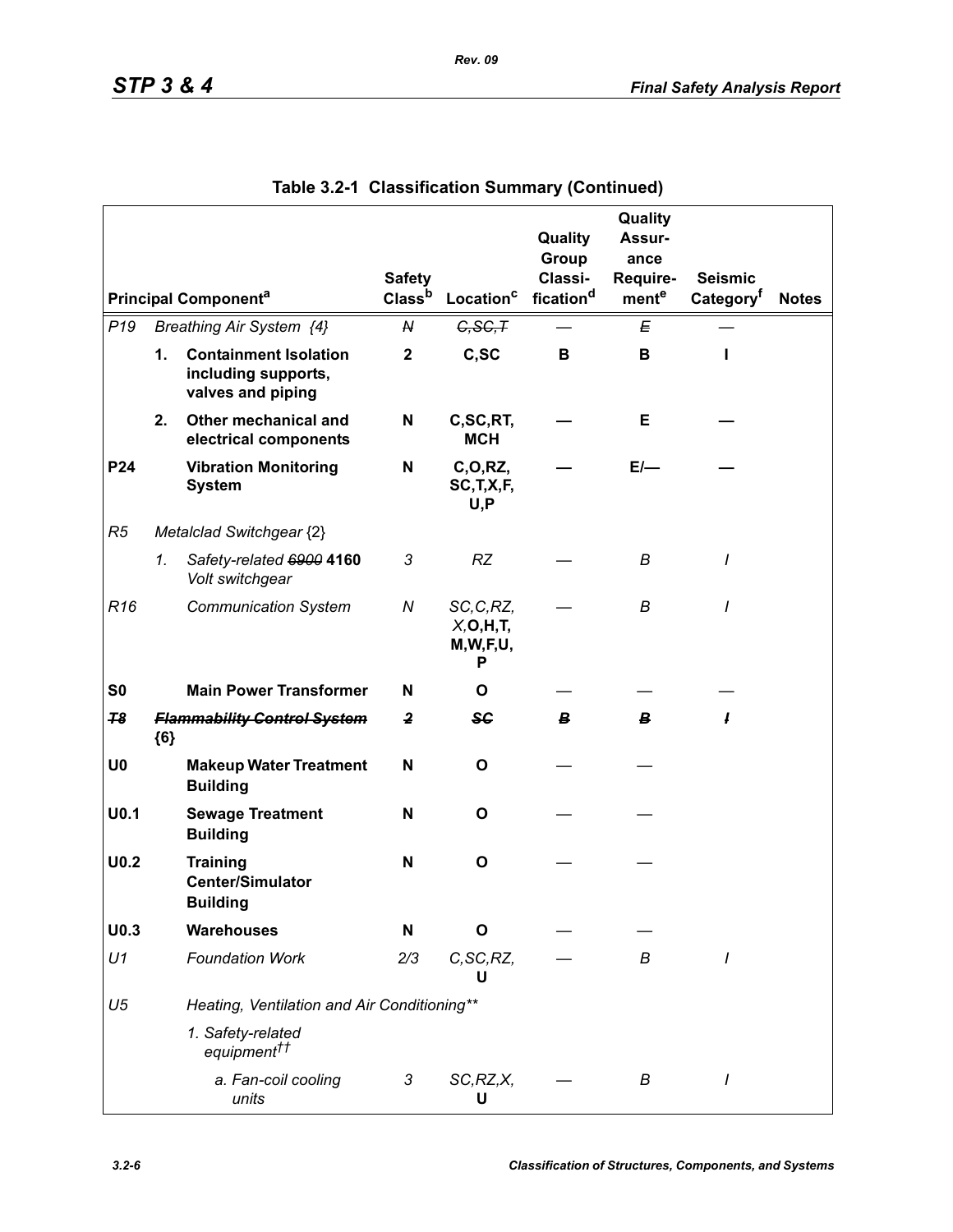## Table 3.2-1 Classification Summary (Continued)

| Principal Component[a] | | | Safety Class[b] | Location[c] | Quality Group Classification[d] | Quality Assurance Requirement[e] | Seismic Category[f] | Notes |
|---|---|---|---|---|---|---|---|---|
| *P19* | *Breathing Air System {4}* | | ~~*N*~~ | ~~*C,SC,T*~~ | — | ~~*E*~~ | — | |
| | **1.** | **Containment Isolation including supports, valves and piping** | **2** | **C,SC** | **B** | **B** | **I** | |
| | **2.** | **Other mechanical and electrical components** | **N** | **C,SC,RT, MCH** | **—** | **E** | **—** | |
| **P24** | | **Vibration Monitoring System** | **N** | **C,O,RZ, SC,T,X,F, U,P** | **—** | **E/—** | **—** | |
| *R5* | *Metalclad Switchgear* {2} | | | | | | | |
| | *1.* | *Safety-related ~~6900~~* **4160** *Volt switchgear* | *3* | *RZ* | — | *B* | *I* | |
| *R16* | | *Communication System* | *N* | *SC,C,RZ, X,***O,H,T, M,W,F,U, P** | — | *B* | *I* | |
| **S0** | | **Main Power Transformer** | **N** | **O** | — | — | — | |
| ~~***T8***~~ | ~~***Flammability Control System***~~ **{6}** | | ~~***2***~~ | ~~***SC***~~ | ~~***B***~~ | ~~***B***~~ | ~~***I***~~ | |
| **U0** | | **Makeup Water Treatment Building** | **N** | **O** | — | — | | |
| **U0.1** | | **Sewage Treatment Building** | **N** | **O** | — | — | | |
| **U0.2** | | **Training Center/Simulator Building** | **N** | **O** | — | — | | |
| **U0.3** | | **Warehouses** | **N** | **O** | — | — | | |
| *U1* | | *Foundation Work* | *2/3* | *C,SC,RZ,* **U** | — | *B* | *I* | |
| *U5* | | *Heating, Ventilation and Air Conditioning\*\** | | | | | | |
| | | *1. Safety-related equipment††* | | | | | | |
| | | *a. Fan-coil cooling units* | *3* | *SC,RZ,X,* **U** | — | *B* | *I* | |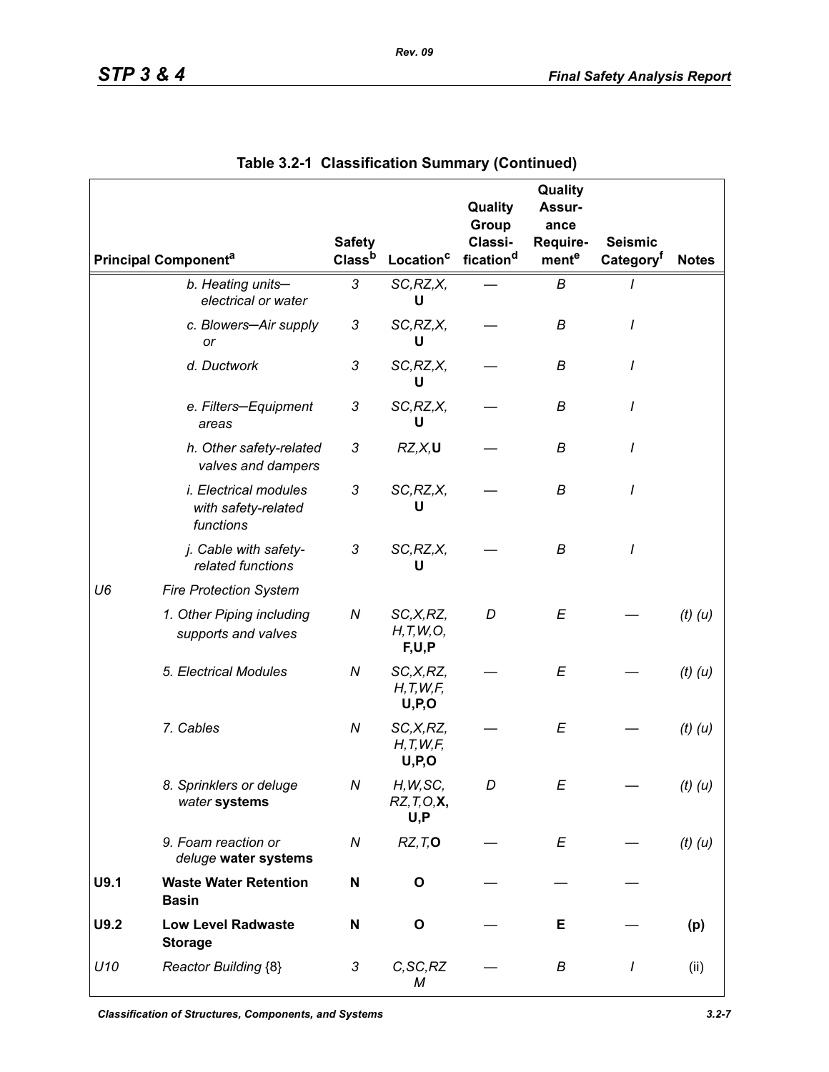## Table 3.2-1 Classification Summary (Continued)

| | Principal Component[a] | Safety Class[b] | Location[c] | Quality Group Classi-fication[d] | Quality Assur-ance Require-ment[e] | Seismic Category[f] | Notes |
|---|---|---|---|---|---|---|---|
| | *b. Heating units–electrical or water* | *3* | *SC,RZ,X,* **U** | — | *B* | *I* | |
| | *c. Blowers–Air supply or* | *3* | *SC,RZ,X,* **U** | — | *B* | *I* | |
| | *d. Ductwork* | *3* | *SC,RZ,X,* **U** | — | *B* | *I* | |
| | *e. Filters–Equipment areas* | *3* | *SC,RZ,X,* **U** | — | *B* | *I* | |
| | *h. Other safety-related valves and dampers* | *3* | *RZ,X,***U** | — | *B* | *I* | |
| | *i. Electrical modules with safety-related functions* | *3* | *SC,RZ,X,* **U** | — | *B* | *I* | |
| | *j. Cable with safety-related functions* | *3* | *SC,RZ,X,* **U** | — | *B* | *I* | |
| *U6* | *Fire Protection System* | | | | | | |
| | *1. Other Piping including supports and valves* | *N* | *SC,X,RZ, H,T,W,O,* **F,U,P** | *D* | *E* | — | *(t) (u)* |
| | *5. Electrical Modules* | *N* | *SC,X,RZ, H,T,W,F,* **U,P,O** | — | *E* | — | *(t) (u)* |
| | *7. Cables* | *N* | *SC,X,RZ, H,T,W,F,* **U,P,O** | — | *E* | — | *(t) (u)* |
| | *8. Sprinklers or deluge water* **systems** | *N* | *H,W,SC, RZ,T,O,***X, U,P** | *D* | *E* | — | *(t) (u)* |
| | *9. Foam reaction or deluge* **water systems** | *N* | *RZ,T,***O** | — | *E* | — | *(t) (u)* |
| **U9.1** | **Waste Water Retention Basin** | **N** | **O** | — | — | — | |
| **U9.2** | **Low Level Radwaste Storage** | **N** | **O** | — | **E** | — | **(p)** |
| *U10* | *Reactor Building* {8} | *3* | *C,SC,RZ M* | — | *B* | *I* | (ii) |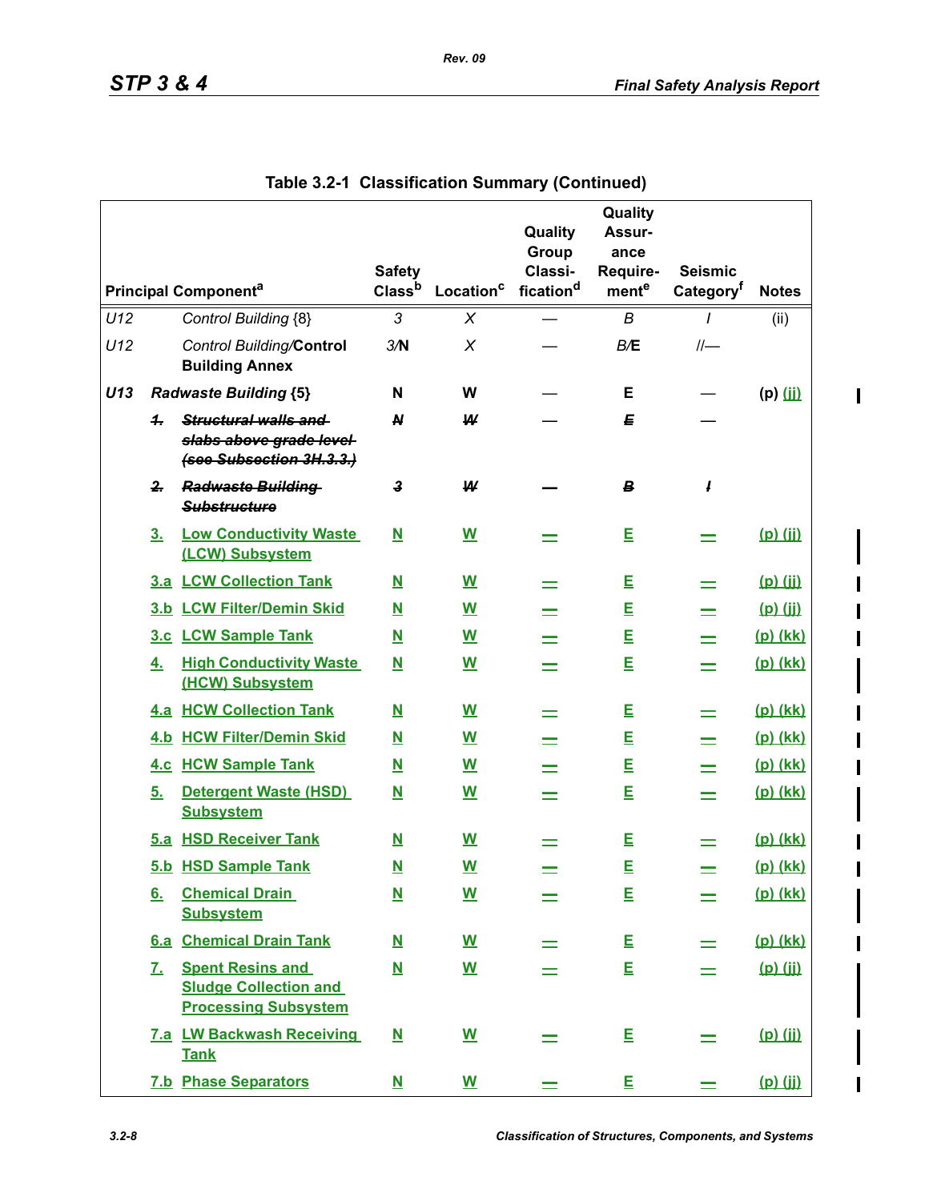## Table 3.2-1 Classification Summary (Continued)

| | | Principal Component[a] | Safety Class[b] | Location[c] | Quality Group Classification[d] | Quality Assurance Requirement[e] | Seismic Category[f] | Notes |
|---|---|---|---|---|---|---|---|---|
| *U12* | | *Control Building* {8} | *3* | *X* | — | *B* | *I* | (ii) |
| *U12* | | *Control Building/***Control Building Annex** | *3/***N** | *X* | — | *B/***E** | *I/*— | |
| ***U13*** | | ***Radwaste Building* {5}** | **N** | **W** | — | **E** | — | **(p)** (jj) |
| | ~~1.~~ | ~~Structural walls and slabs above grade level (see Subsection 3H.3.3.)~~ | ~~N~~ | ~~W~~ | — | ~~E~~ | — | |
| | ~~2.~~ | ~~Radwaste Building Substructure~~ | ~~3~~ | ~~W~~ | ~~—~~ | ~~B~~ | ~~I~~ | |
| | 3. | Low Conductivity Waste (LCW) Subsystem | N | W | — | E | — | (p) (jj) |
| | 3.a | LCW Collection Tank | N | W | — | E | — | (p) (jj) |
| | 3.b | LCW Filter/Demin Skid | N | W | — | E | — | (p) (jj) |
| | 3.c | LCW Sample Tank | N | W | — | E | — | (p) (kk) |
| | 4. | High Conductivity Waste (HCW) Subsystem | N | W | — | E | — | (p) (kk) |
| | 4.a | HCW Collection Tank | N | W | — | E | — | (p) (kk) |
| | 4.b | HCW Filter/Demin Skid | N | W | — | E | — | (p) (kk) |
| | 4.c | HCW Sample Tank | N | W | — | E | — | (p) (kk) |
| | 5. | Detergent Waste (HSD) Subsystem | N | W | — | E | — | (p) (kk) |
| | 5.a | HSD Receiver Tank | N | W | — | E | — | (p) (kk) |
| | 5.b | HSD Sample Tank | N | W | — | E | — | (p) (kk) |
| | 6. | Chemical Drain Subsystem | N | W | — | E | — | (p) (kk) |
| | 6.a | Chemical Drain Tank | N | W | — | E | — | (p) (kk) |
| | 7. | Spent Resins and Sludge Collection and Processing Subsystem | N | W | — | E | — | (p) (jj) |
| | 7.a | LW Backwash Receiving Tank | N | W | — | E | — | (p) (jj) |
| | 7.b | Phase Separators | N | W | — | E | — | (p) (jj) |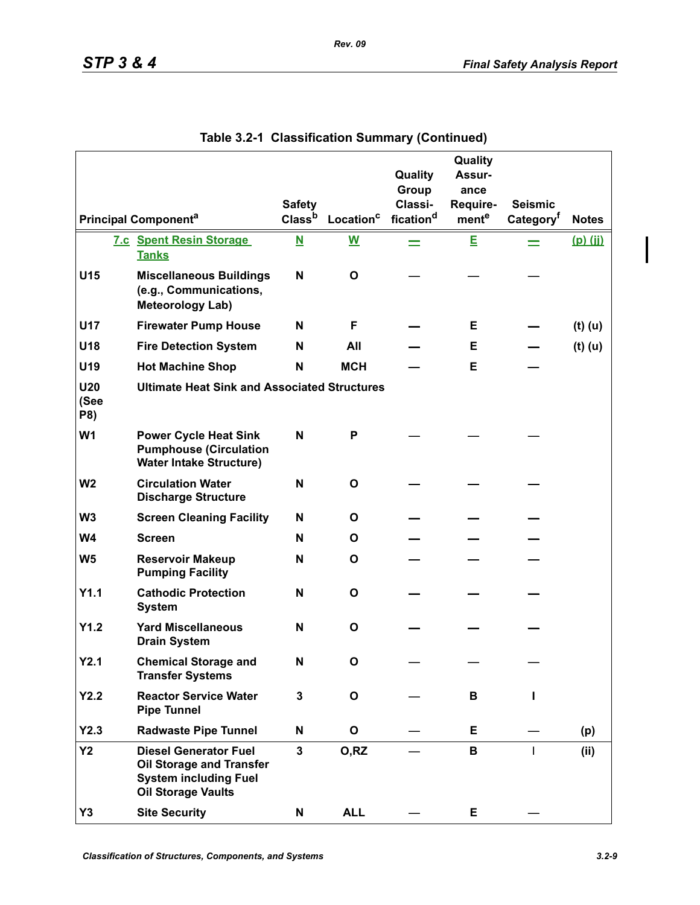Table 3.2-1 Classification Summary (Continued)

| | Principal Component[a] | Safety Class[b] | Location[c] | Quality Group Classification[d] | Quality Assurance Requirement[e] | Seismic Category[f] | Notes |
|---|---|---|---|---|---|---|---|
| 7.c | Spent Resin Storage Tanks | N | W | — | E | — | (p) (jj) |
| U15 | Miscellaneous Buildings (e.g., Communications, Meteorology Lab) | N | O | — | — | — | |
| U17 | Firewater Pump House | N | F | — | E | — | (t) (u) |
| U18 | Fire Detection System | N | All | — | E | — | (t) (u) |
| U19 | Hot Machine Shop | N | MCH | — | E | — | |
| U20 (See P8) | Ultimate Heat Sink and Associated Structures | | | | | | |
| W1 | Power Cycle Heat Sink Pumphouse (Circulation Water Intake Structure) | N | P | — | — | — | |
| W2 | Circulation Water Discharge Structure | N | O | — | — | — | |
| W3 | Screen Cleaning Facility | N | O | — | — | — | |
| W4 | Screen | N | O | — | — | — | |
| W5 | Reservoir Makeup Pumping Facility | N | O | — | — | — | |
| Y1.1 | Cathodic Protection System | N | O | — | — | — | |
| Y1.2 | Yard Miscellaneous Drain System | N | O | — | — | — | |
| Y2.1 | Chemical Storage and Transfer Systems | N | O | — | — | — | |
| Y2.2 | Reactor Service Water Pipe Tunnel | 3 | O | — | B | I | |
| Y2.3 | Radwaste Pipe Tunnel | N | O | — | E | — | (p) |
| Y2 | Diesel Generator Fuel Oil Storage and Transfer System including Fuel Oil Storage Vaults | 3 | O,RZ | — | B | I | (ii) |
| Y3 | Site Security | N | ALL | — | E | — | |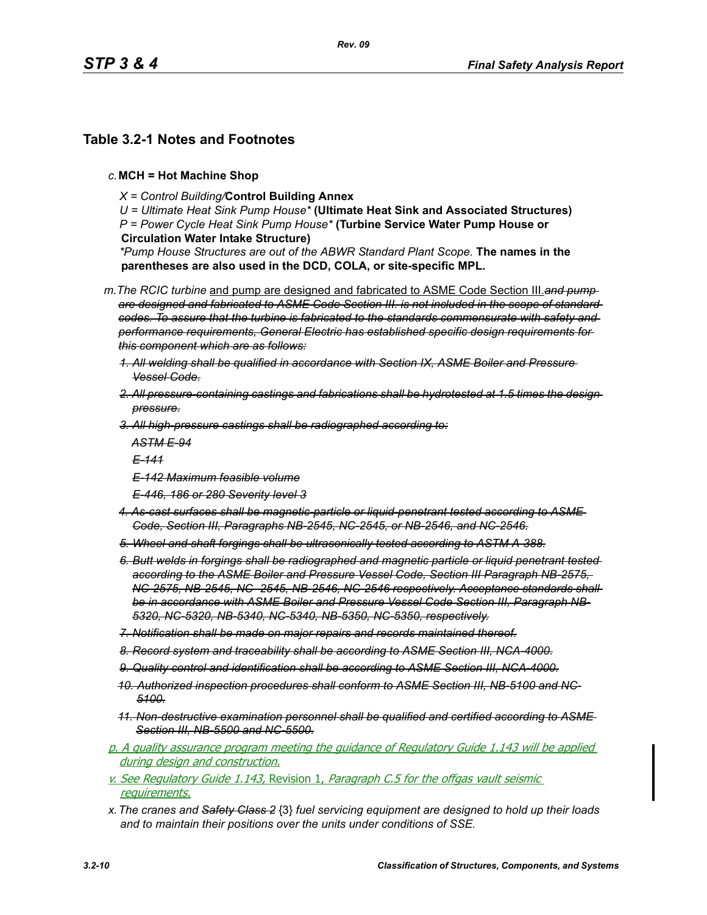## Table 3.2-1 Notes and Footnotes

c. **MCH = Hot Machine Shop**

*X = Control Building/***Control Building Annex**
*U = Ultimate Heat Sink Pump House\** **(Ultimate Heat Sink and Associated Structures)**
*P = Power Cycle Heat Sink Pump House\** **(Turbine Service Water Pump House or Circulation Water Intake Structure)**
*\*Pump House Structures are out of the ABWR Standard Plant Scope.* **The names in the parentheses are also used in the DCD, COLA, or site-specific MPL.**

m. *The RCIC turbine* <u>and pump are designed and fabricated to ASME Code Section III.</u>~~*and pump are designed and fabricated to ASME Code Section III. is not included in the scope of standard codes. To assure that the turbine is fabricated to the standards commensurate with safety and performance requirements, General Electric has established specific design requirements for this component which are as follows:*~~

1. ~~*All welding shall be qualified in accordance with Section IX, ASME Boiler and Pressure Vessel Code.*~~
2. ~~*All pressure-containing castings and fabrications shall be hydrotested at 1.5 times the design pressure.*~~
3. ~~*All high-pressure castings shall be radiographed according to:*~~

   ~~*ASTM E-94*~~

   ~~*E-141*~~

   ~~*E-142 Maximum feasible volume*~~

   ~~*E-446, 186 or 280 Severity level 3*~~
4. ~~*As-cast surfaces shall be magnetic-particle or liquid-penetrant tested according to ASME Code, Section III, Paragraphs NB-2545, NC-2545, or NB-2546, and NC-2546.*~~
5. ~~*Wheel and shaft forgings shall be ultrasonically tested according to ASTM A-388.*~~
6. ~~*Butt welds in forgings shall be radiographed and magnetic particle or liquid penetrant tested according to the ASME Boiler and Pressure Vessel Code, Section III Paragraph NB-2575, NC-2575, NB-2545, NC- 2545, NB-2546, NC-2546 respectively. Acceptance standards shall be in accordance with ASME Boiler and Pressure Vessel Code Section III, Paragraph NB-5320, NC-5320, NB-5340, NC-5340, NB-5350, NC-5350, respectively.*~~
7. ~~*Notification shall be made on major repairs and records maintained thereof.*~~
8. ~~*Record system and traceability shall be according to ASME Section III, NCA-4000.*~~
9. ~~*Quality control and identification shall be according to ASME Section III, NCA-4000.*~~
10. ~~*Authorized inspection procedures shall conform to ASME Section III, NB-5100 and NC-5100.*~~
11. ~~*Non-destructive examination personnel shall be qualified and certified according to ASME Section III, NB-5500 and NC-5500.*~~

<u>*p. A quality assurance program meeting the guidance of Regulatory Guide 1.143 will be applied during design and construction.*</u>

<u>*v. See Regulatory Guide 1.143,* Revision 1, *Paragraph C.5 for the offgas vault seismic requirements.*</u>

x. *The cranes and* ~~*Safety Class 2*~~ {3} *fuel servicing equipment are designed to hold up their loads and to maintain their positions over the units under conditions of SSE.*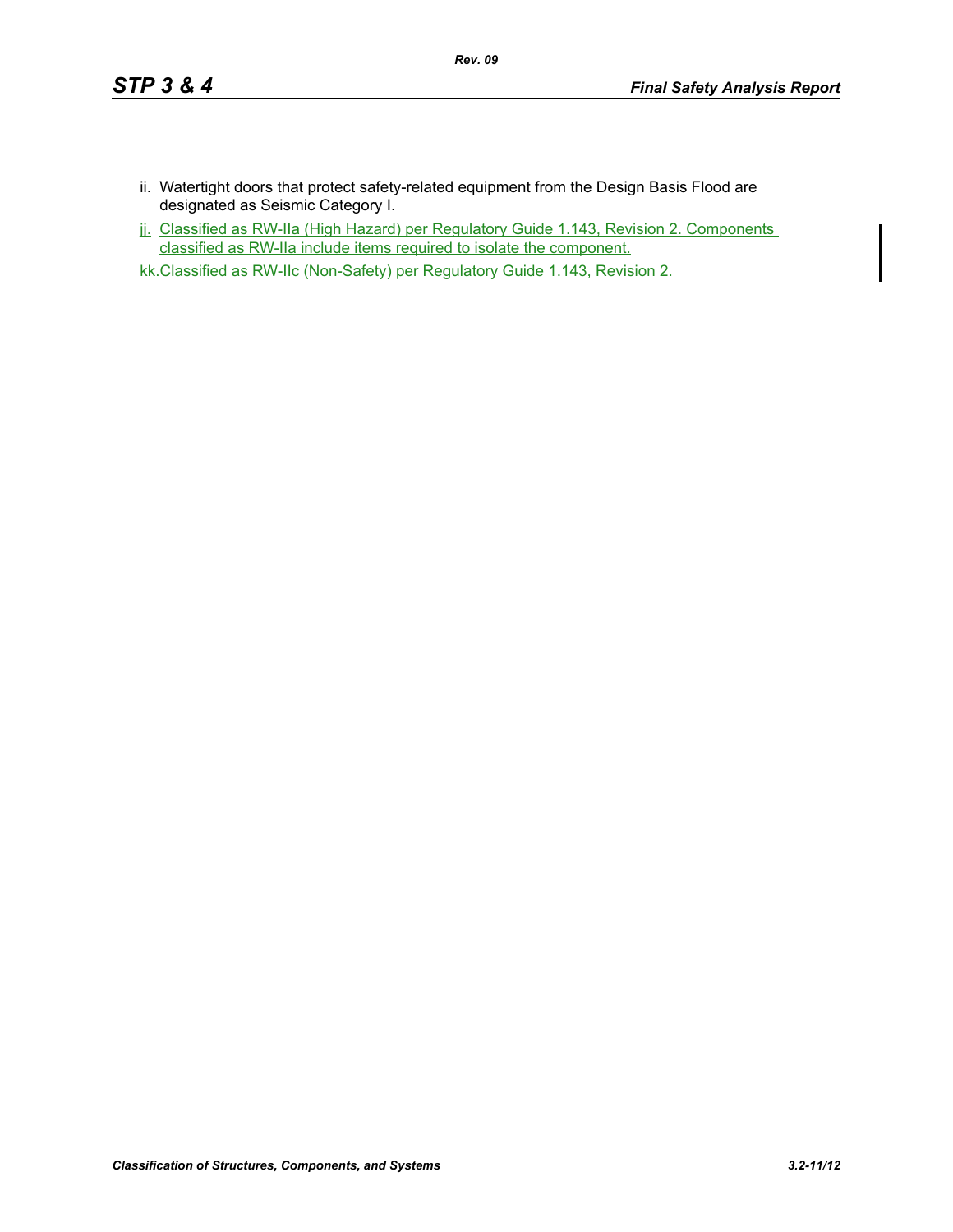ii. Watertight doors that protect safety-related equipment from the Design Basis Flood are designated as Seismic Category I.

jj. Classified as RW-IIa (High Hazard) per Regulatory Guide 1.143, Revision 2. Components classified as RW-IIa include items required to isolate the component.

kk. Classified as RW-IIc (Non-Safety) per Regulatory Guide 1.143, Revision 2.